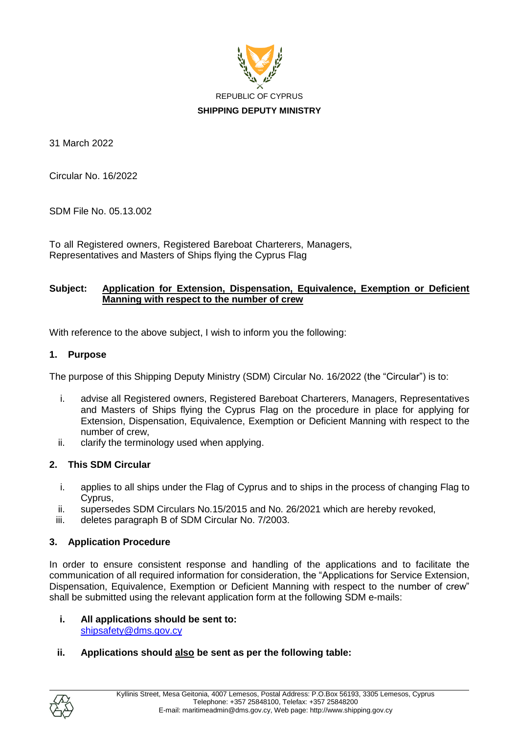REPUBLIC OF CYPRUS

**SHIPPING DEPUTY MINISTRY**

31 March 2022

Circular No. 16/2022

SDM File No. 05.13.002

To all Registered owners, Registered Bareboat Charterers, Managers, Representatives and Masters of Ships flying the Cyprus Flag

**Subject:** **Application for Extension, Dispensation, Equivalence, Exemption or Deficient Manning with respect to the number of crew**

With reference to the above subject, I wish to inform you the following:

## 1. Purpose

The purpose of this Shipping Deputy Ministry (SDM) Circular No. 16/2022 (the "Circular") is to:

i. advise all Registered owners, Registered Bareboat Charterers, Managers, Representatives and Masters of Ships flying the Cyprus Flag on the procedure in place for applying for Extension, Dispensation, Equivalence, Exemption or Deficient Manning with respect to the number of crew,

ii. clarify the terminology used when applying.

## 2. This SDM Circular

i. applies to all ships under the Flag of Cyprus and to ships in the process of changing Flag to Cyprus,

ii. supersedes SDM Circulars No.15/2015 and No. 26/2021 which are hereby revoked,

iii. deletes paragraph B of SDM Circular No. 7/2003.

## 3. Application Procedure

In order to ensure consistent response and handling of the applications and to facilitate the communication of all required information for consideration, the "Applications for Service Extension, Dispensation, Equivalence, Exemption or Deficient Manning with respect to the number of crew" shall be submitted using the relevant application form at the following SDM e-mails:

**i. All applications should be sent to:**
shipsafety@dms.gov.cy

**ii. Applications should also be sent as per the following table:**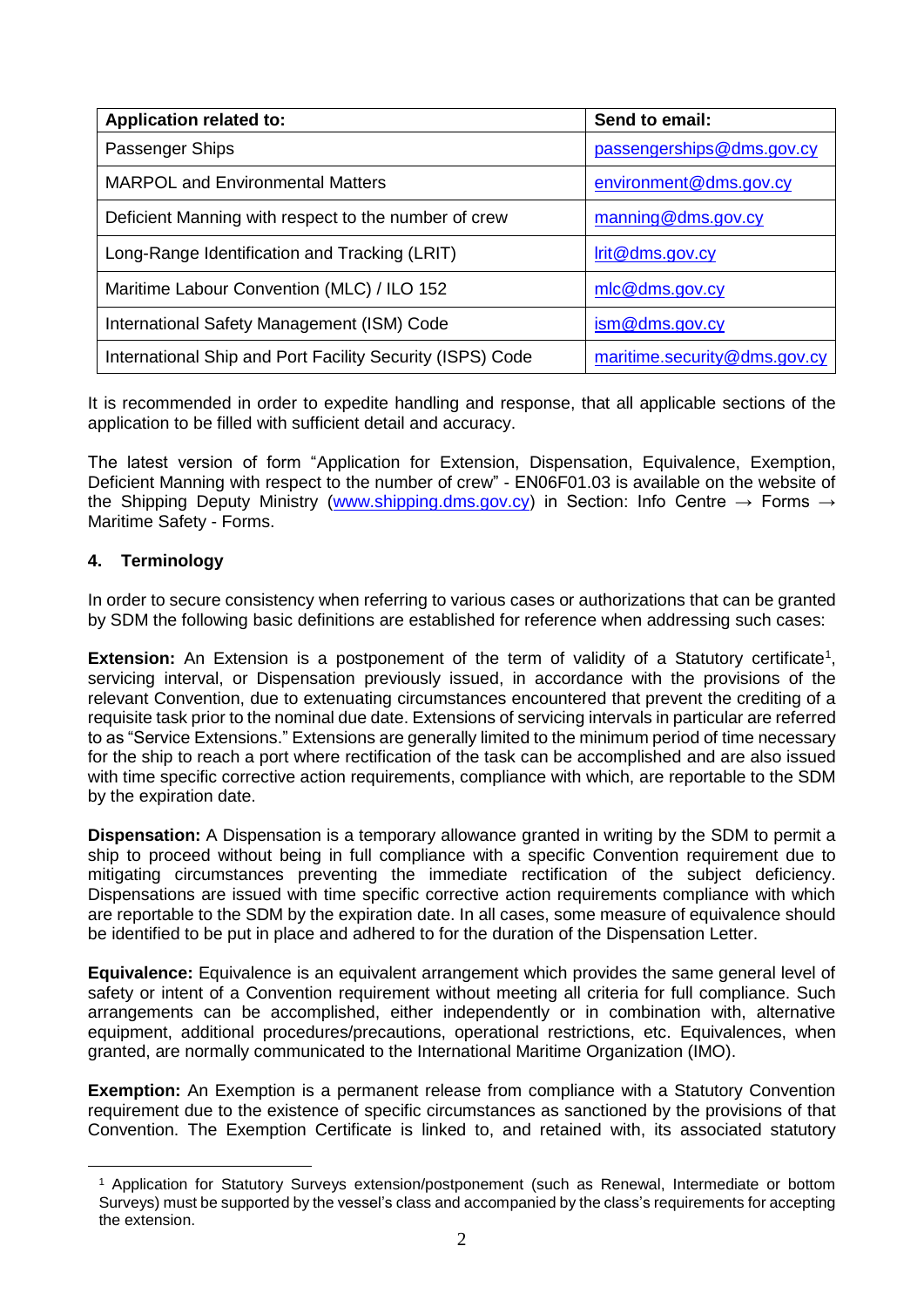| Application related to: | Send to email: |
|---|---|
| Passenger Ships | passengerships@dms.gov.cy |
| MARPOL and Environmental Matters | environment@dms.gov.cy |
| Deficient Manning with respect to the number of crew | manning@dms.gov.cy |
| Long-Range Identification and Tracking (LRIT) | lrit@dms.gov.cy |
| Maritime Labour Convention (MLC) / ILO 152 | mlc@dms.gov.cy |
| International Safety Management (ISM) Code | ism@dms.gov.cy |
| International Ship and Port Facility Security (ISPS) Code | maritime.security@dms.gov.cy |

It is recommended in order to expedite handling and response, that all applicable sections of the application to be filled with sufficient detail and accuracy.

The latest version of form "Application for Extension, Dispensation, Equivalence, Exemption, Deficient Manning with respect to the number of crew" - EN06F01.03 is available on the website of the Shipping Deputy Ministry (www.shipping.dms.gov.cy) in Section: Info Centre → Forms → Maritime Safety - Forms.

## 4. Terminology

In order to secure consistency when referring to various cases or authorizations that can be granted by SDM the following basic definitions are established for reference when addressing such cases:

**Extension:** An Extension is a postponement of the term of validity of a Statutory certificate[1], servicing interval, or Dispensation previously issued, in accordance with the provisions of the relevant Convention, due to extenuating circumstances encountered that prevent the crediting of a requisite task prior to the nominal due date. Extensions of servicing intervals in particular are referred to as "Service Extensions." Extensions are generally limited to the minimum period of time necessary for the ship to reach a port where rectification of the task can be accomplished and are also issued with time specific corrective action requirements, compliance with which, are reportable to the SDM by the expiration date.

**Dispensation:** A Dispensation is a temporary allowance granted in writing by the SDM to permit a ship to proceed without being in full compliance with a specific Convention requirement due to mitigating circumstances preventing the immediate rectification of the subject deficiency. Dispensations are issued with time specific corrective action requirements compliance with which are reportable to the SDM by the expiration date. In all cases, some measure of equivalence should be identified to be put in place and adhered to for the duration of the Dispensation Letter.

**Equivalence:** Equivalence is an equivalent arrangement which provides the same general level of safety or intent of a Convention requirement without meeting all criteria for full compliance. Such arrangements can be accomplished, either independently or in combination with, alternative equipment, additional procedures/precautions, operational restrictions, etc. Equivalences, when granted, are normally communicated to the International Maritime Organization (IMO).

**Exemption:** An Exemption is a permanent release from compliance with a Statutory Convention requirement due to the existence of specific circumstances as sanctioned by the provisions of that Convention. The Exemption Certificate is linked to, and retained with, its associated statutory

[1] Application for Statutory Surveys extension/postponement (such as Renewal, Intermediate or bottom Surveys) must be supported by the vessel's class and accompanied by the class's requirements for accepting the extension.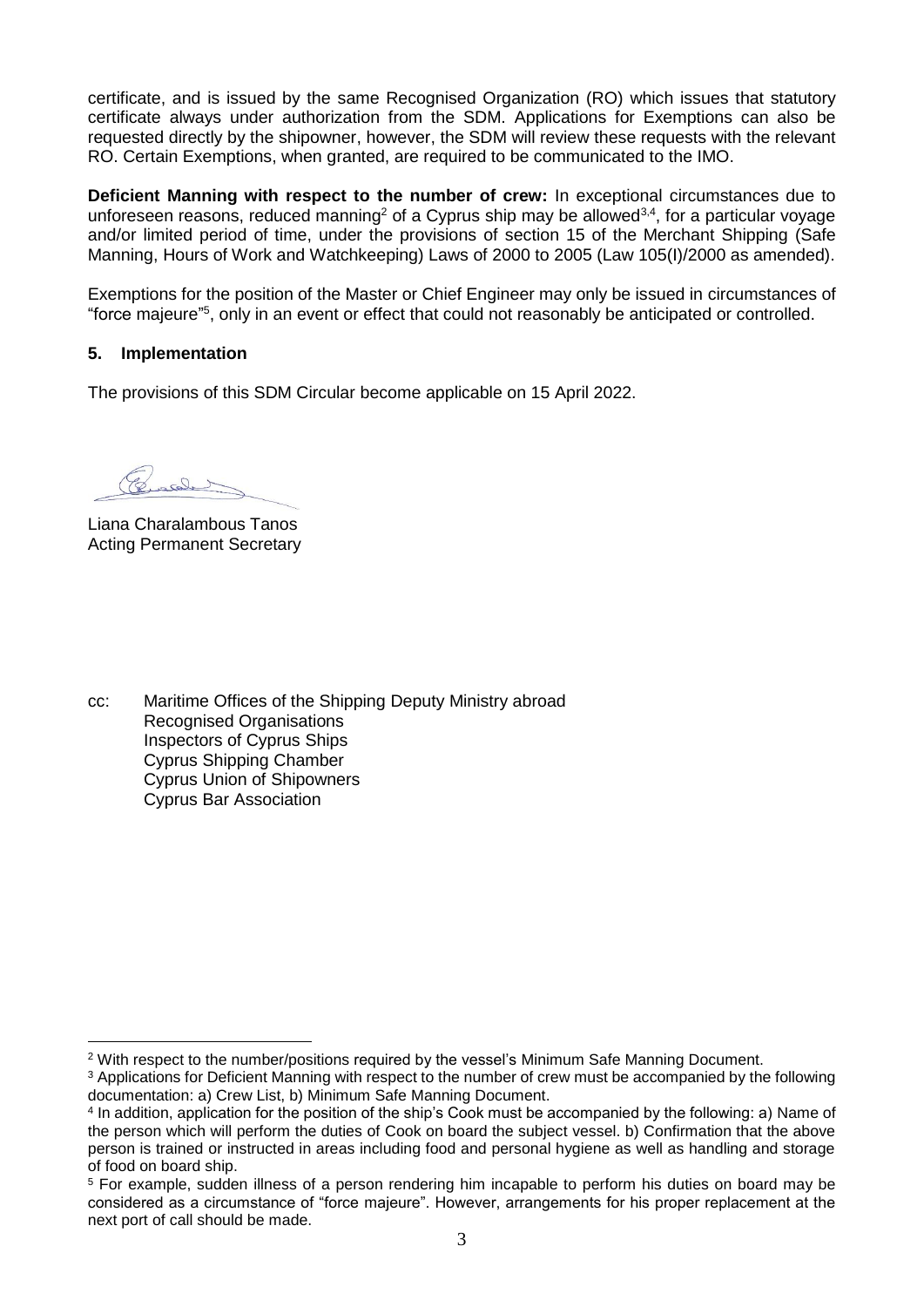certificate, and is issued by the same Recognised Organization (RO) which issues that statutory certificate always under authorization from the SDM. Applications for Exemptions can also be requested directly by the shipowner, however, the SDM will review these requests with the relevant RO. Certain Exemptions, when granted, are required to be communicated to the IMO.

**Deficient Manning with respect to the number of crew:** In exceptional circumstances due to unforeseen reasons, reduced manning[2] of a Cyprus ship may be allowed[3,4], for a particular voyage and/or limited period of time, under the provisions of section 15 of the Merchant Shipping (Safe Manning, Hours of Work and Watchkeeping) Laws of 2000 to 2005 (Law 105(I)/2000 as amended).

Exemptions for the position of the Master or Chief Engineer may only be issued in circumstances of "force majeure"[5], only in an event or effect that could not reasonably be anticipated or controlled.

## 5. Implementation

The provisions of this SDM Circular become applicable on 15 April 2022.

Liana Charalambous Tanos
Acting Permanent Secretary

cc: Maritime Offices of the Shipping Deputy Ministry abroad
Recognised Organisations
Inspectors of Cyprus Ships
Cyprus Shipping Chamber
Cyprus Union of Shipowners
Cyprus Bar Association

---

[2] With respect to the number/positions required by the vessel's Minimum Safe Manning Document.

[3] Applications for Deficient Manning with respect to the number of crew must be accompanied by the following documentation: a) Crew List, b) Minimum Safe Manning Document.

[4] In addition, application for the position of the ship's Cook must be accompanied by the following: a) Name of the person which will perform the duties of Cook on board the subject vessel. b) Confirmation that the above person is trained or instructed in areas including food and personal hygiene as well as handling and storage of food on board ship.

[5] For example, sudden illness of a person rendering him incapable to perform his duties on board may be considered as a circumstance of "force majeure". However, arrangements for his proper replacement at the next port of call should be made.